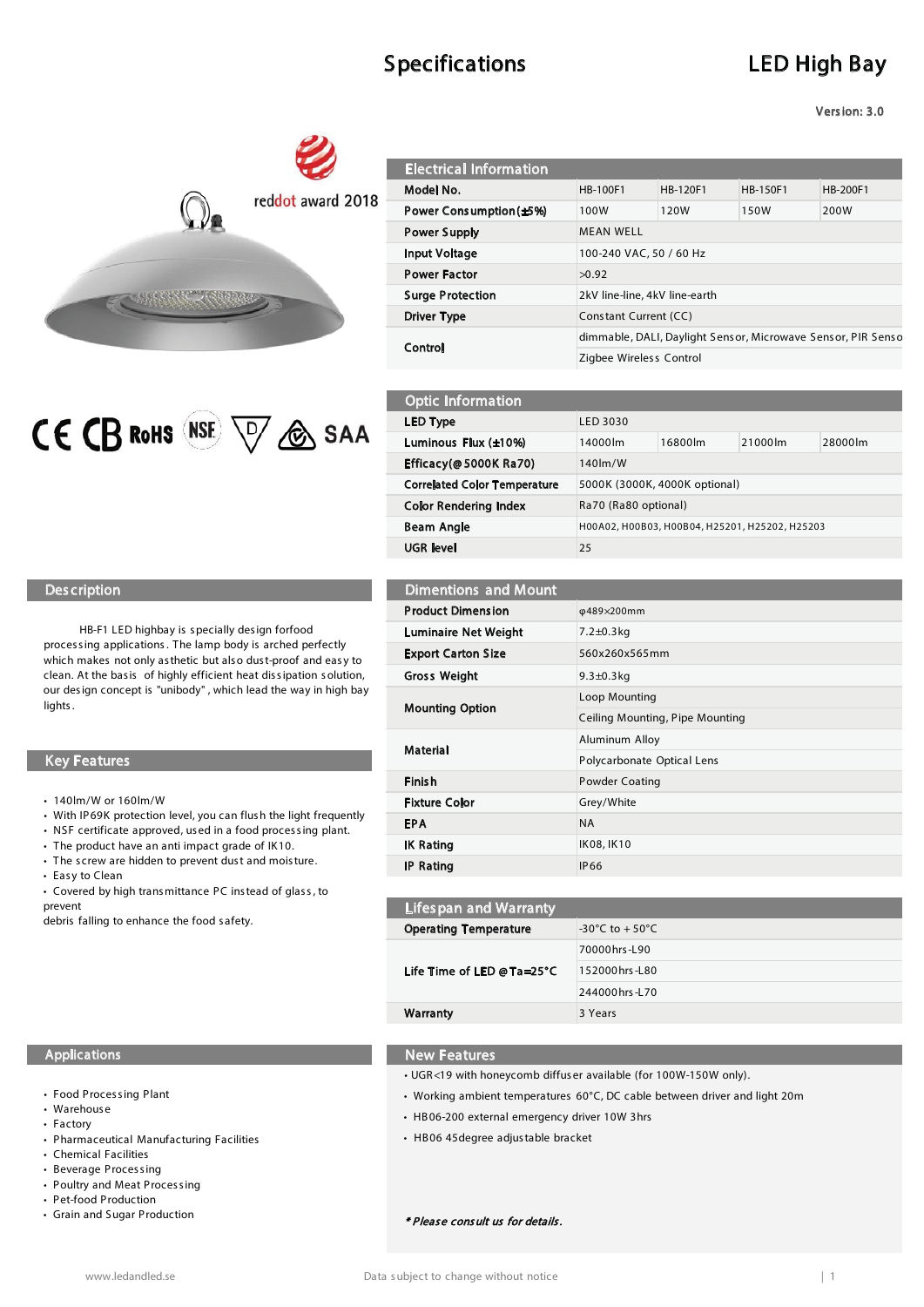# Specifications

# LED High Bay

Version: 3.0

reddot award 2018

CE CB RoHS NSF SAA

## Electrical Information

| Model No. | HB-100F1 | HB-120F1 | HB-150F1 | HB-200F1 |
|---|---|---|---|---|
| Power Consumption (±5%) | 100W | 120W | 150W | 200W |
| Power Supply | MEAN WELL | | | |
| Input Voltage | 100-240 VAC, 50 / 60 Hz | | | |
| Power Factor | >0.92 | | | |
| Surge Protection | 2kV line-line, 4kV line-earth | | | |
| Driver Type | Constant Current (CC) | | | |
| Control | dimmable, DALI, Daylight Sensor, Microwave Sensor, PIR Senso | | | |
| | Zigbee Wireless Control | | | |

## Optic Information

| LED Type | LED 3030 | | | |
|---|---|---|---|---|
| Luminous Flux (±10%) | 14000lm | 16800lm | 21000lm | 28000lm |
| Efficacy(@5000K Ra70) | 140lm/W | | | |
| Correlated Color Temperature | 5000K (3000K, 4000K optional) | | | |
| Color Rendering Index | Ra70 (Ra80 optional) | | | |
| Beam Angle | H00A02, H00B03, H00B04, H25201, H25202, H25203 | | | |
| UGR level | 25 | | | |

## Description

HB-F1 LED highbay is specially design forfood processing applications. The lamp body is arched perfectly which makes not only asthetic but also dust-proof and easy to clean. At the basis of highly efficient heat dissipation solution, our design concept is "unibody", which lead the way in high bay lights.

## Key Features

- 140lm/W or 160lm/W
- With IP69K protection level, you can flush the light frequently
- NSF certificate approved, used in a food processing plant.
- The product have an anti impact grade of IK10.
- The screw are hidden to prevent dust and moisture.
- Easy to Clean
- Covered by high transmittance PC instead of glass, to prevent debris falling to enhance the food safety.

## Dimentions and Mount

| Product Dimension | φ489×200mm |
|---|---|
| Luminaire Net Weight | 7.2±0.3kg |
| Export Carton Size | 560x260x565mm |
| Gross Weight | 9.3±0.3kg |
| Mounting Option | Loop Mounting |
| | Ceiling Mounting, Pipe Mounting |
| Material | Aluminum Alloy |
| | Polycarbonate Optical Lens |
| Finish | Powder Coating |
| Fixture Color | Grey/White |
| EPA | NA |
| IK Rating | IK08, IK10 |
| IP Rating | IP66 |

## Lifespan and Warranty

| Operating Temperature | -30°C to + 50°C |
|---|---|
| Life Time of LED @Ta=25°C | 70000hrs-L90 |
| | 152000hrs-L80 |
| | 244000hrs-L70 |
| Warranty | 3 Years |

## Applications

- Food Processing Plant
- Warehouse
- Factory
- Pharmaceutical Manufacturing Facilities
- Chemical Facilities
- Beverage Processing
- Poultry and Meat Processing
- Pet-food Production
- Grain and Sugar Production

## New Features

- UGR<19 with honeycomb diffuser available (for 100W-150W only).
- Working ambient temperatures 60°C, DC cable between driver and light 20m
- HB06-200 external emergency driver 10W 3hrs
- HB06 45degree adjustable bracket

***Please consult us for details.***

www.ledandled.se    Data subject to change without notice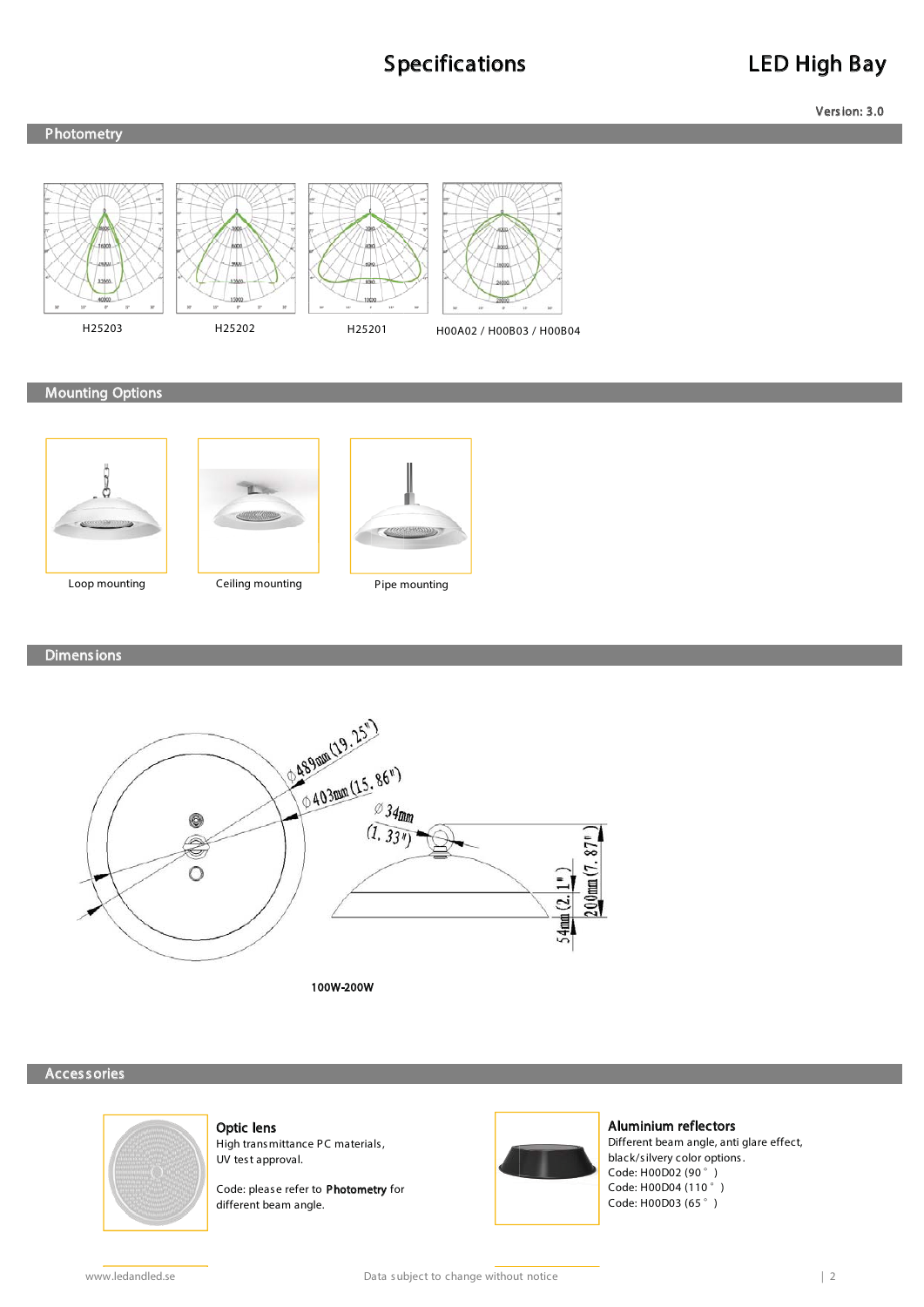# Specifications

**Version: 3.0**

## Photometry

H25203

H25202

H25201

H00A02 / H00B03 / H00B04

## Mounting Options

Loop mounting

Ceiling mounting

Pipe mounting

## Dimensions

Ø489mm (19.25")

Ø403mm (15.86")

Ø34mm (1.33")

200mm (7.87")

54mm (2.1")

100W-200W

## Accessories

### Optic lens

High transmittance PC materials,
UV test approval.

Code: please refer to **Photometry** for different beam angle.

### Aluminium reflectors

Different beam angle, anti glare effect, black/silvery color options.
Code: H00D02 (90°)
Code: H00D04 (110°)
Code: H00D03 (65°)

www.ledandled.se

Data subject to change without notice